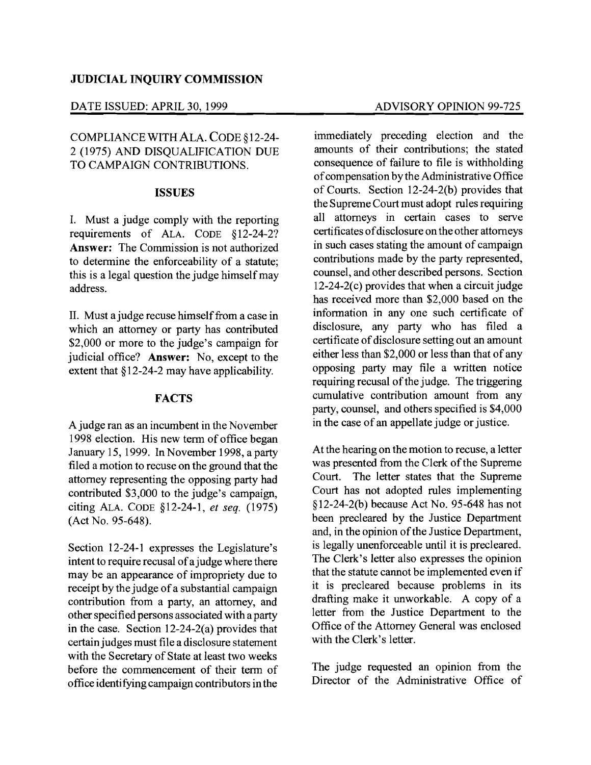**JUDICIAL INQUIRY COMMISSION**

DATE ISSUED: APRIL 30, 1999 ADVISORY OPINION 99-725

COMPLIANCE WITH ALA. CODE §12-24-2 (1975) AND DISQUALIFICATION DUE TO CAMPAIGN CONTRIBUTIONS.

## ISSUES

I. Must a judge comply with the reporting requirements of ALA. CODE §12-24-2? **Answer:** The Commission is not authorized to determine the enforceability of a statute; this is a legal question the judge himself may address.

II. Must a judge recuse himself from a case in which an attorney or party has contributed $2,000 or more to the judge's campaign for judicial office? **Answer:** No, except to the extent that §12-24-2 may have applicability.

## FACTS

A judge ran as an incumbent in the November 1998 election. His new term of office began January 15, 1999. In November 1998, a party filed a motion to recuse on the ground that the attorney representing the opposing party had contributed $3,000 to the judge's campaign, citing ALA. CODE §12-24-1, *et seq.* (1975) (Act No. 95-648).

Section 12-24-1 expresses the Legislature's intent to require recusal of a judge where there may be an appearance of impropriety due to receipt by the judge of a substantial campaign contribution from a party, an attorney, and other specified persons associated with a party in the case. Section 12-24-2(a) provides that certain judges must file a disclosure statement with the Secretary of State at least two weeks before the commencement of their term of office identifying campaign contributors in the immediately preceding election and the amounts of their contributions; the stated consequence of failure to file is withholding of compensation by the Administrative Office of Courts. Section 12-24-2(b) provides that the Supreme Court must adopt rules requiring all attorneys in certain cases to serve certificates of disclosure on the other attorneys in such cases stating the amount of campaign contributions made by the party represented, counsel, and other described persons. Section 12-24-2(c) provides that when a circuit judge has received more than $2,000 based on the information in any one such certificate of disclosure, any party who has filed a certificate of disclosure setting out an amount either less than $2,000 or less than that of any opposing party may file a written notice requiring recusal of the judge. The triggering cumulative contribution amount from any party, counsel, and others specified is $4,000 in the case of an appellate judge or justice.

At the hearing on the motion to recuse, a letter was presented from the Clerk of the Supreme Court. The letter states that the Supreme Court has not adopted rules implementing §12-24-2(b) because Act No. 95-648 has not been precleared by the Justice Department and, in the opinion of the Justice Department, is legally unenforceable until it is precleared. The Clerk's letter also expresses the opinion that the statute cannot be implemented even if it is precleared because problems in its drafting make it unworkable. A copy of a letter from the Justice Department to the Office of the Attorney General was enclosed with the Clerk's letter.

The judge requested an opinion from the Director of the Administrative Office of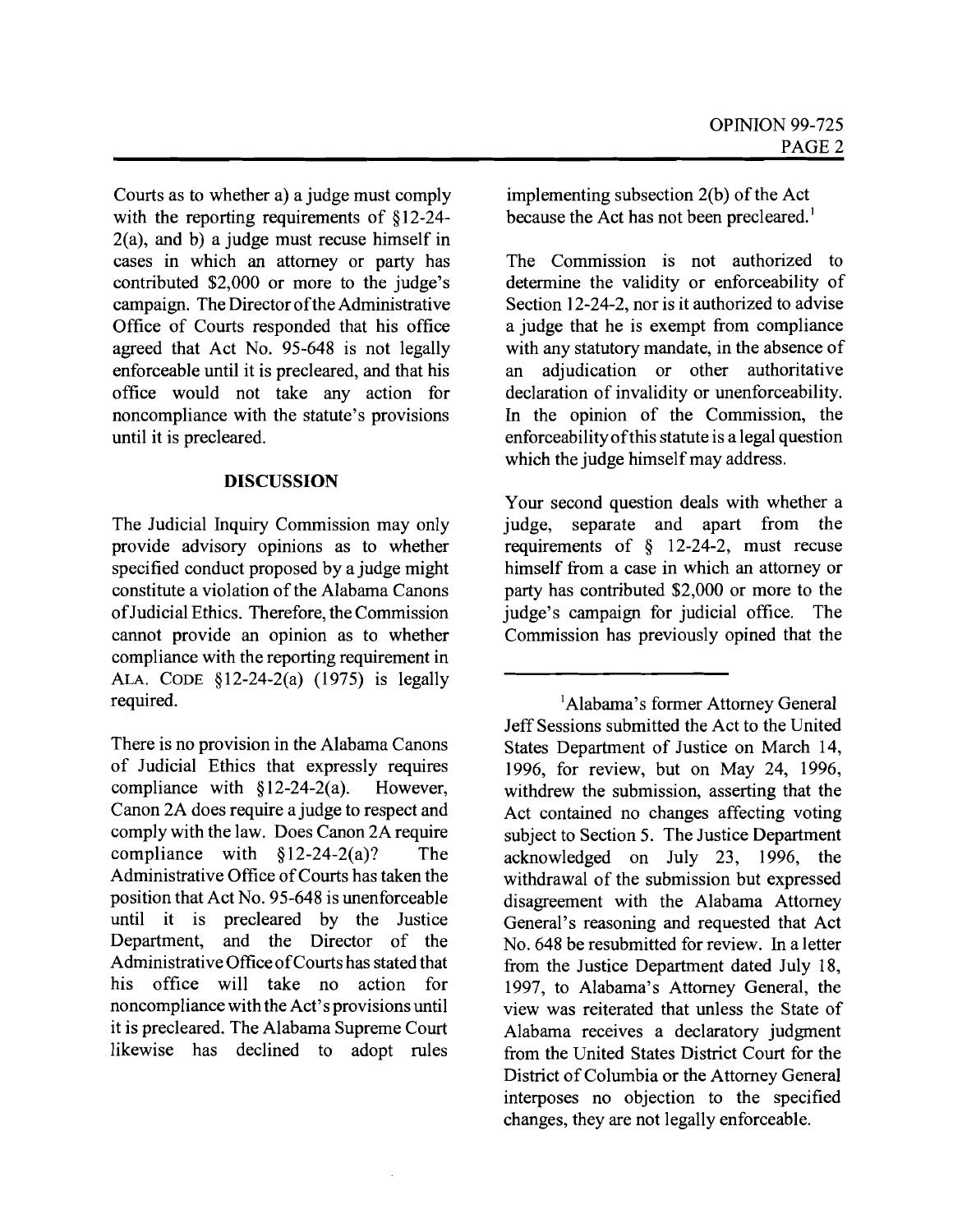Courts as to whether a) a judge must comply with the reporting requirements of §12-24-2(a), and b) a judge must recuse himself in cases in which an attorney or party has contributed $2,000 or more to the judge's campaign. The Director of the Administrative Office of Courts responded that his office agreed that Act No. 95-648 is not legally enforceable until it is precleared, and that his office would not take any action for noncompliance with the statute's provisions until it is precleared.

## DISCUSSION

The Judicial Inquiry Commission may only provide advisory opinions as to whether specified conduct proposed by a judge might constitute a violation of the Alabama Canons of Judicial Ethics. Therefore, the Commission cannot provide an opinion as to whether compliance with the reporting requirement in ALA. CODE §12-24-2(a) (1975) is legally required.

There is no provision in the Alabama Canons of Judicial Ethics that expressly requires compliance with §12-24-2(a). However, Canon 2A does require a judge to respect and comply with the law. Does Canon 2A require compliance with §12-24-2(a)? The Administrative Office of Courts has taken the position that Act No. 95-648 is unenforceable until it is precleared by the Justice Department, and the Director of the Administrative Office of Courts has stated that his office will take no action for noncompliance with the Act's provisions until it is precleared. The Alabama Supreme Court likewise has declined to adopt rules implementing subsection 2(b) of the Act because the Act has not been precleared.[1]

The Commission is not authorized to determine the validity or enforceability of Section 12-24-2, nor is it authorized to advise a judge that he is exempt from compliance with any statutory mandate, in the absence of an adjudication or other authoritative declaration of invalidity or unenforceability. In the opinion of the Commission, the enforceability of this statute is a legal question which the judge himself may address.

Your second question deals with whether a judge, separate and apart from the requirements of § 12-24-2, must recuse himself from a case in which an attorney or party has contributed $2,000 or more to the judge's campaign for judicial office. The Commission has previously opined that the

---

[1] Alabama's former Attorney General Jeff Sessions submitted the Act to the United States Department of Justice on March 14, 1996, for review, but on May 24, 1996, withdrew the submission, asserting that the Act contained no changes affecting voting subject to Section 5. The Justice Department acknowledged on July 23, 1996, the withdrawal of the submission but expressed disagreement with the Alabama Attorney General's reasoning and requested that Act No. 648 be resubmitted for review. In a letter from the Justice Department dated July 18, 1997, to Alabama's Attorney General, the view was reiterated that unless the State of Alabama receives a declaratory judgment from the United States District Court for the District of Columbia or the Attorney General interposes no objection to the specified changes, they are not legally enforceable.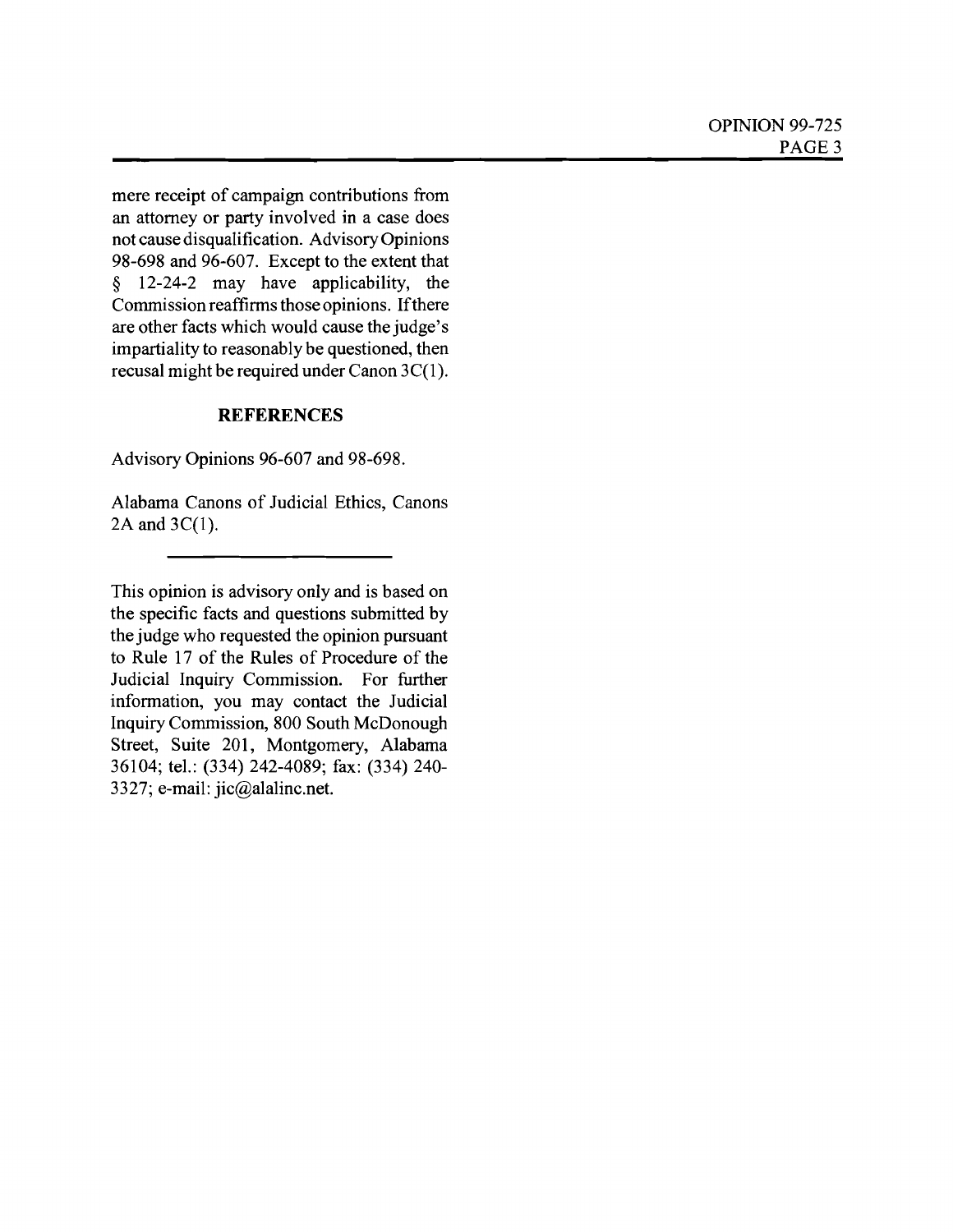mere receipt of campaign contributions from an attorney or party involved in a case does not cause disqualification. Advisory Opinions 98-698 and 96-607. Except to the extent that § 12-24-2 may have applicability, the Commission reaffirms those opinions. If there are other facts which would cause the judge's impartiality to reasonably be questioned, then recusal might be required under Canon 3C(1).

## REFERENCES

Advisory Opinions 96-607 and 98-698.

Alabama Canons of Judicial Ethics, Canons 2A and 3C(1).

---

This opinion is advisory only and is based on the specific facts and questions submitted by the judge who requested the opinion pursuant to Rule 17 of the Rules of Procedure of the Judicial Inquiry Commission. For further information, you may contact the Judicial Inquiry Commission, 800 South McDonough Street, Suite 201, Montgomery, Alabama 36104; tel.: (334) 242-4089; fax: (334) 240-3327; e-mail: jic@alalinc.net.